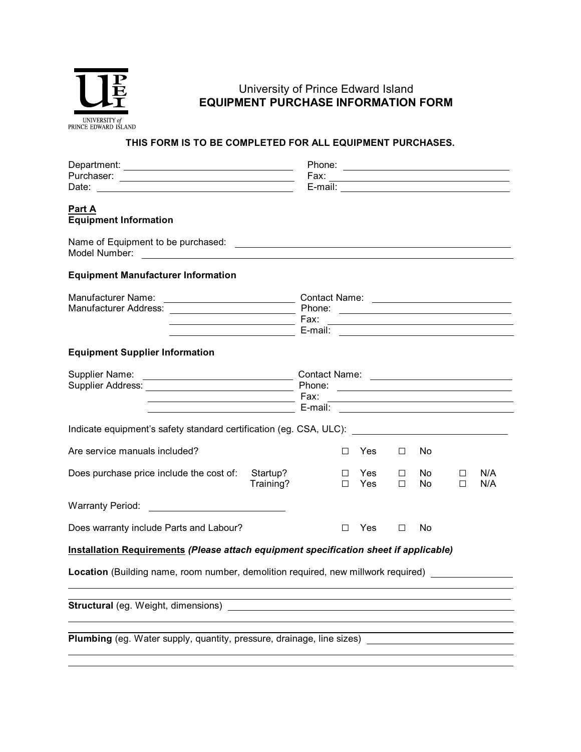University of Prince Edward Island
# EQUIPMENT PURCHASE INFORMATION FORM

**THIS FORM IS TO BE COMPLETED FOR ALL EQUIPMENT PURCHASES.**

Department: ______________________ Phone: ______________________
Purchaser: ______________________ Fax: ______________________
Date: ______________________ E-mail: ______________________

## Part A
### Equipment Information

Name of Equipment to be purchased: ______________________
Model Number: ______________________

### Equipment Manufacturer Information

Manufacturer Name: ______________________ Contact Name: ______________________
Manufacturer Address: ______________________ Phone: ______________________
______________________ Fax: ______________________
______________________ E-mail: ______________________

### Equipment Supplier Information

Supplier Name: ______________________ Contact Name: ______________________
Supplier Address: ______________________ Phone: ______________________
______________________ Fax: ______________________
______________________ E-mail: ______________________

Indicate equipment's safety standard certification (eg. CSA, ULC): ______________________

Are service manuals included? ☐ Yes ☐ No

Does purchase price include the cost of:
- Startup? ☐ Yes ☐ No ☐ N/A
- Training? ☐ Yes ☐ No ☐ N/A

Warranty Period: ______________________

Does warranty include Parts and Labour? ☐ Yes ☐ No

**Installation Requirements** ***(Please attach equipment specification sheet if applicable)***

**Location** (Building name, room number, demolition required, new millwork required) ______________________

______________________

**Structural** (eg. Weight, dimensions) ______________________

______________________

**Plumbing** (eg. Water supply, quantity, pressure, drainage, line sizes) ______________________

______________________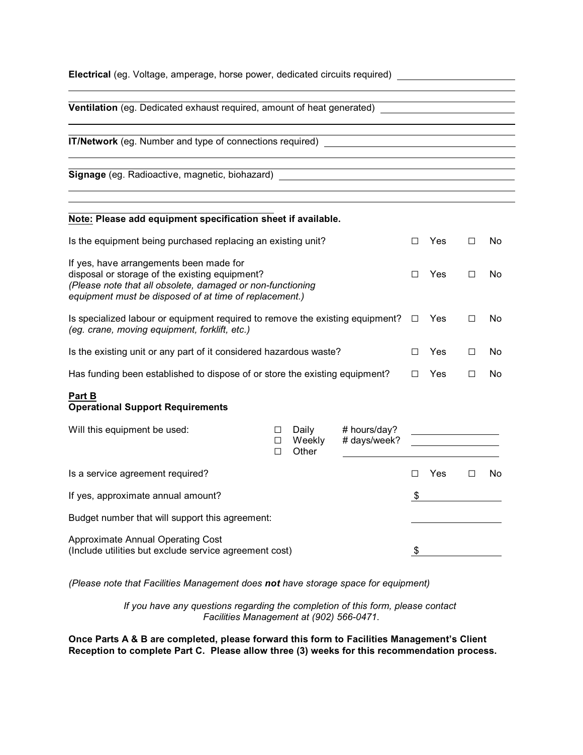**Electrical** (eg. Voltage, amperage, horse power, dedicated circuits required) ______________________

**Ventilation** (eg. Dedicated exhaust required, amount of heat generated) ______________________

**IT/Network** (eg. Number and type of connections required) ______________________

**Signage** (eg. Radioactive, magnetic, biohazard) ______________________

**Note: Please add equipment specification sheet if available.**

| | | |
|---|---|---|
| Is the equipment being purchased replacing an existing unit? | ☐ Yes | ☐ No |
| If yes, have arrangements been made for disposal or storage of the existing equipment? *(Please note that all obsolete, damaged or non-functioning equipment must be disposed of at time of replacement.)* | ☐ Yes | ☐ No |
| Is specialized labour or equipment required to remove the existing equipment? *(eg. crane, moving equipment, forklift, etc.)* | ☐ Yes | ☐ No |
| Is the existing unit or any part of it considered hazardous waste? | ☐ Yes | ☐ No |
| Has funding been established to dispose of or store the existing equipment? | ☐ Yes | ☐ No |

**Part B**
**Operational Support Requirements**

Will this equipment be used:
- ☐ Daily — # hours/day? ____________
- ☐ Weekly — # days/week? ____________
- ☐ Other ____________

| | | |
|---|---|---|
| Is a service agreement required? | ☐ Yes | ☐ No |
| If yes, approximate annual amount? | $ ____________ | |
| Budget number that will support this agreement: | ____________ | |
| Approximate Annual Operating Cost (Include utilities but exclude service agreement cost) | $ ____________ | |

*(Please note that Facilities Management does **not** have storage space for equipment)*

*If you have any questions regarding the completion of this form, please contact Facilities Management at (902) 566-0471.*

**Once Parts A & B are completed, please forward this form to Facilities Management's Client Reception to complete Part C. Please allow three (3) weeks for this recommendation process.**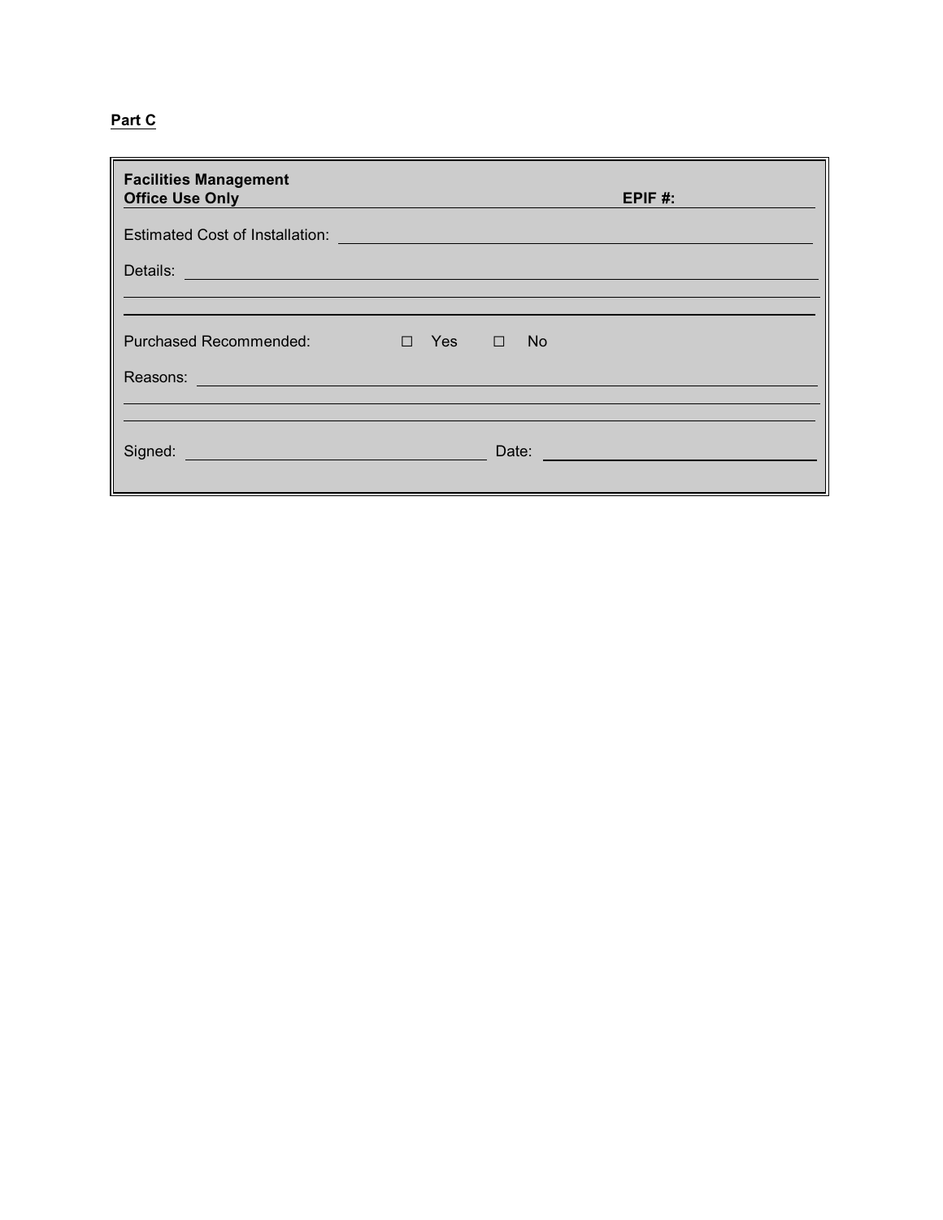**Part C**

**Facilities Management**
**Office Use Only** **EPIF #:** \_\_\_\_\_\_\_\_\_\_

Estimated Cost of Installation: \_\_\_\_\_\_\_\_\_\_\_\_\_\_\_\_\_\_\_\_\_\_\_\_\_\_\_\_\_\_

Details: \_\_\_\_\_\_\_\_\_\_\_\_\_\_\_\_\_\_\_\_\_\_\_\_\_\_\_\_\_\_\_\_\_\_\_\_\_\_\_\_

\_\_\_\_\_\_\_\_\_\_\_\_\_\_\_\_\_\_\_\_\_\_\_\_\_\_\_\_\_\_\_\_\_\_\_\_\_\_\_\_\_\_\_\_\_\_\_\_

\_\_\_\_\_\_\_\_\_\_\_\_\_\_\_\_\_\_\_\_\_\_\_\_\_\_\_\_\_\_\_\_\_\_\_\_\_\_\_\_\_\_\_\_\_\_\_\_

Purchased Recommended: ☐ Yes ☐ No

Reasons: \_\_\_\_\_\_\_\_\_\_\_\_\_\_\_\_\_\_\_\_\_\_\_\_\_\_\_\_\_\_\_\_\_\_\_\_\_\_\_\_

\_\_\_\_\_\_\_\_\_\_\_\_\_\_\_\_\_\_\_\_\_\_\_\_\_\_\_\_\_\_\_\_\_\_\_\_\_\_\_\_\_\_\_\_\_\_\_\_

\_\_\_\_\_\_\_\_\_\_\_\_\_\_\_\_\_\_\_\_\_\_\_\_\_\_\_\_\_\_\_\_\_\_\_\_\_\_\_\_\_\_\_\_\_\_\_\_

Signed: \_\_\_\_\_\_\_\_\_\_\_\_\_\_\_\_\_\_\_\_ Date: \_\_\_\_\_\_\_\_\_\_\_\_\_\_\_\_\_\_\_\_